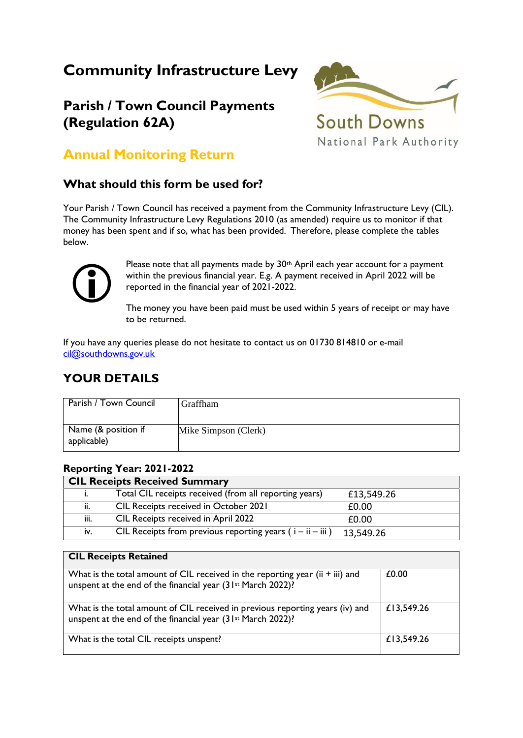# Community Infrastructure Levy

## Parish / Town Council Payments (Regulation 62A)

## Annual Monitoring Return

### What should this form be used for?

Your Parish / Town Council has received a payment from the Community Infrastructure Levy (CIL). The Community Infrastructure Levy Regulations 2010 (as amended) require us to monitor if that money has been spent and if so, what has been provided. Therefore, please complete the tables below.

Please note that all payments made by 30th April each year account for a payment within the previous financial year. E.g. A payment received in April 2022 will be reported in the financial year of 2021-2022.

The money you have been paid must be used within 5 years of receipt or may have to be returned.

If you have any queries please do not hesitate to contact us on 01730 814810 or e-mail cil@southdowns.gov.uk

## YOUR DETAILS

| Parish / Town Council | Graffham |
|---|---|
| Name (& position if applicable) | Mike Simpson (Clerk) |

**Reporting Year: 2021-2022**

| **CIL Receipts Received Summary** | | |
|---|---|---|
| i. | Total CIL receipts received (from all reporting years) | £13,549.26 |
| ii. | CIL Receipts received in October 2021 | £0.00 |
| iii. | CIL Receipts received in April 2022 | £0.00 |
| iv. | CIL Receipts from previous reporting years ( i – ii – iii ) | 13,549.26 |

| **CIL Receipts Retained** | |
|---|---|
| What is the total amount of CIL received in the reporting year (ii + iii) and unspent at the end of the financial year (31st March 2022)? | £0.00 |
| What is the total amount of CIL received in previous reporting years (iv) and unspent at the end of the financial year (31st March 2022)? | £13,549.26 |
| What is the total CIL receipts unspent? | £13,549.26 |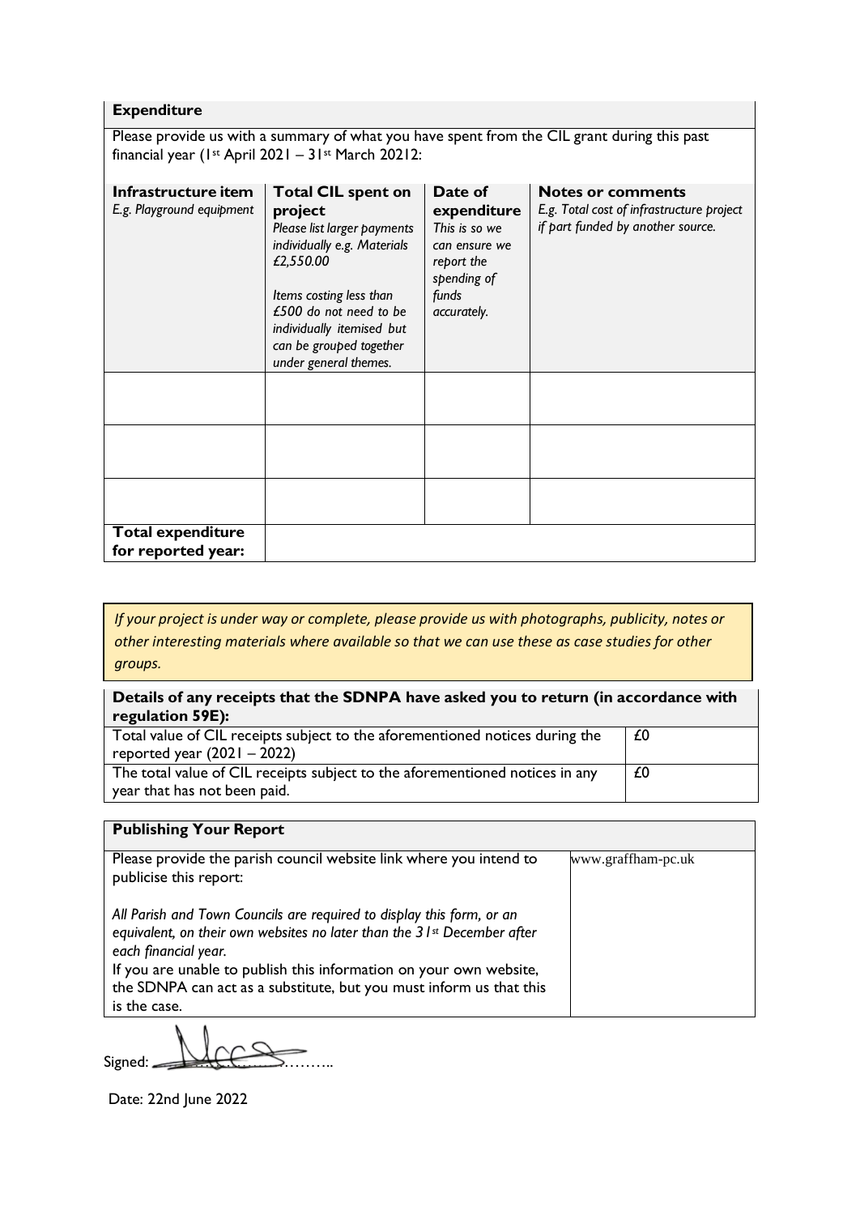**Expenditure**

Please provide us with a summary of what you have spent from the CIL grant during this past financial year (1st April 2021 – 31st March 20212:

| **Infrastructure item** *E.g. Playground equipment* | **Total CIL spent on project** *Please list larger payments individually e.g. Materials £2,550.00* *Items costing less than £500 do not need to be individually itemised but can be grouped together under general themes.* | **Date of expenditure** *This is so we can ensure we report the spending of funds accurately.* | **Notes or comments** *E.g. Total cost of infrastructure project if part funded by another source.* |
|---|---|---|---|
| | | | |
| | | | |
| | | | |
| **Total expenditure for reported year:** | | | |

*If your project is under way or complete, please provide us with photographs, publicity, notes or other interesting materials where available so that we can use these as case studies for other groups.*

**Details of any receipts that the SDNPA have asked you to return (in accordance with regulation 59E):**

| | |
|---|---|
| Total value of CIL receipts subject to the aforementioned notices during the reported year (2021 – 2022) | £0 |
| The total value of CIL receipts subject to the aforementioned notices in any year that has not been paid. | £0 |

**Publishing Your Report**

| | |
|---|---|
| Please provide the parish council website link where you intend to publicise this report: *All Parish and Town Councils are required to display this form, or an equivalent, on their own websites no later than the 31st December after each financial year.* If you are unable to publish this information on your own website, the SDNPA can act as a substitute, but you must inform us that this is the case. | www.graffham-pc.uk |

Signed: ………..

Date: 22nd June 2022